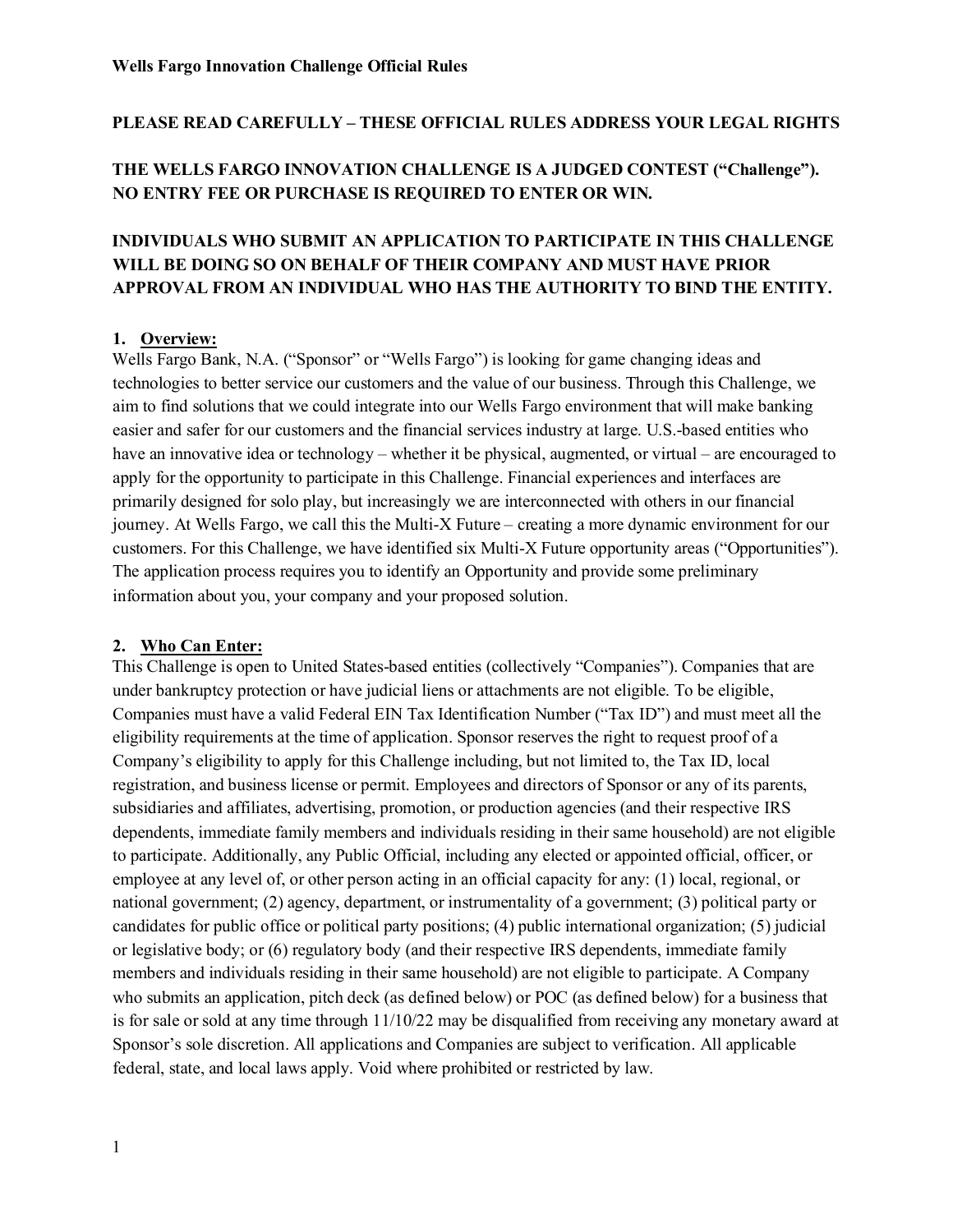# Wells Fargo Innovation Challenge Official Rules

**PLEASE READ CAREFULLY – THESE OFFICIAL RULES ADDRESS YOUR LEGAL RIGHTS**

**THE WELLS FARGO INNOVATION CHALLENGE IS A JUDGED CONTEST ("Challenge"). NO ENTRY FEE OR PURCHASE IS REQUIRED TO ENTER OR WIN.**

**INDIVIDUALS WHO SUBMIT AN APPLICATION TO PARTICIPATE IN THIS CHALLENGE WILL BE DOING SO ON BEHALF OF THEIR COMPANY AND MUST HAVE PRIOR APPROVAL FROM AN INDIVIDUAL WHO HAS THE AUTHORITY TO BIND THE ENTITY.**

## 1. Overview:

Wells Fargo Bank, N.A. ("Sponsor" or "Wells Fargo") is looking for game changing ideas and technologies to better service our customers and the value of our business. Through this Challenge, we aim to find solutions that we could integrate into our Wells Fargo environment that will make banking easier and safer for our customers and the financial services industry at large. U.S.-based entities who have an innovative idea or technology – whether it be physical, augmented, or virtual – are encouraged to apply for the opportunity to participate in this Challenge. Financial experiences and interfaces are primarily designed for solo play, but increasingly we are interconnected with others in our financial journey. At Wells Fargo, we call this the Multi-X Future – creating a more dynamic environment for our customers. For this Challenge, we have identified six Multi-X Future opportunity areas ("Opportunities"). The application process requires you to identify an Opportunity and provide some preliminary information about you, your company and your proposed solution.

## 2. Who Can Enter:

This Challenge is open to United States-based entities (collectively "Companies"). Companies that are under bankruptcy protection or have judicial liens or attachments are not eligible. To be eligible, Companies must have a valid Federal EIN Tax Identification Number ("Tax ID") and must meet all the eligibility requirements at the time of application. Sponsor reserves the right to request proof of a Company's eligibility to apply for this Challenge including, but not limited to, the Tax ID, local registration, and business license or permit. Employees and directors of Sponsor or any of its parents, subsidiaries and affiliates, advertising, promotion, or production agencies (and their respective IRS dependents, immediate family members and individuals residing in their same household) are not eligible to participate. Additionally, any Public Official, including any elected or appointed official, officer, or employee at any level of, or other person acting in an official capacity for any: (1) local, regional, or national government; (2) agency, department, or instrumentality of a government; (3) political party or candidates for public office or political party positions; (4) public international organization; (5) judicial or legislative body; or (6) regulatory body (and their respective IRS dependents, immediate family members and individuals residing in their same household) are not eligible to participate. A Company who submits an application, pitch deck (as defined below) or POC (as defined below) for a business that is for sale or sold at any time through 11/10/22 may be disqualified from receiving any monetary award at Sponsor's sole discretion. All applications and Companies are subject to verification. All applicable federal, state, and local laws apply. Void where prohibited or restricted by law.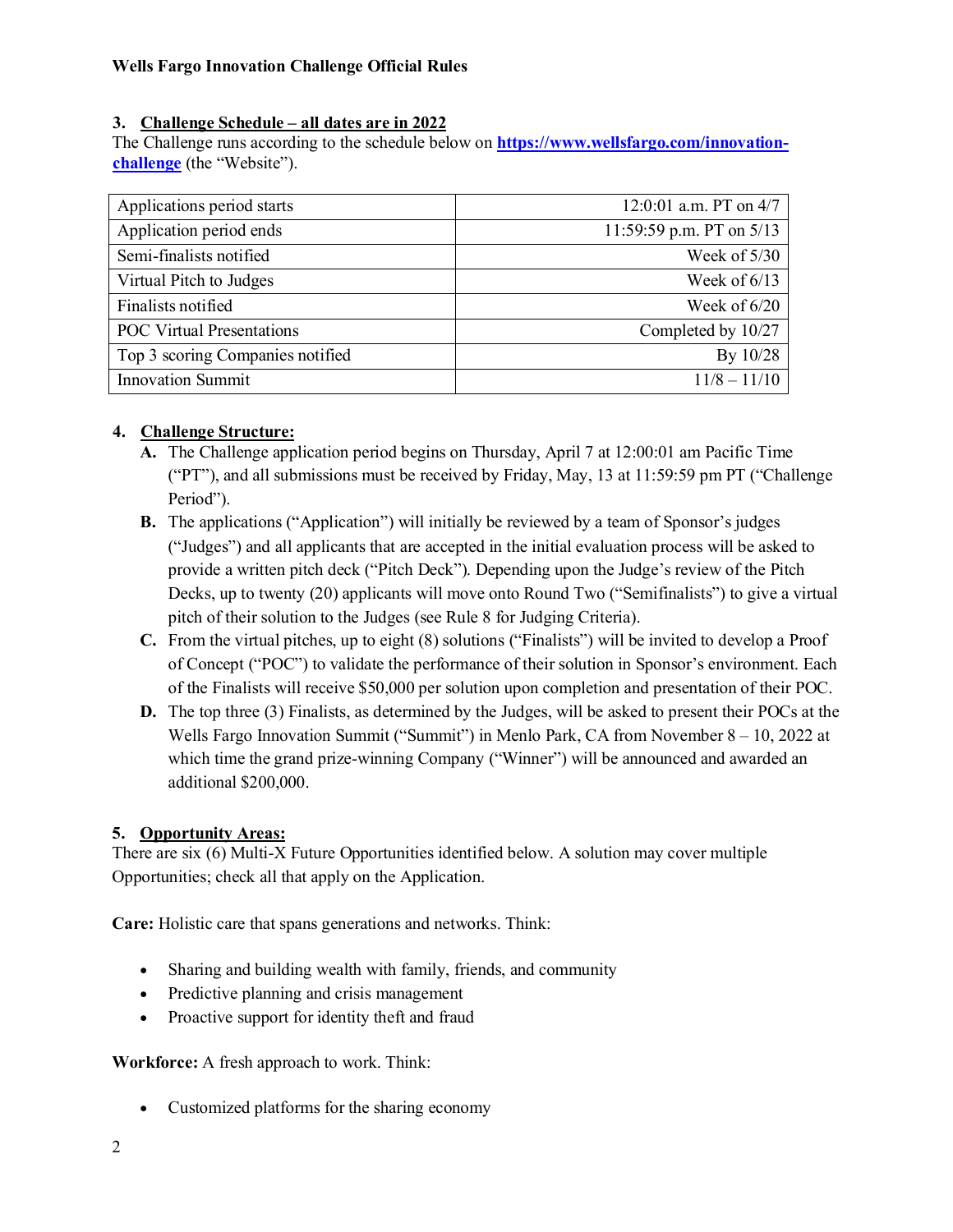### 3. Challenge Schedule – all dates are in 2022

The Challenge runs according to the schedule below on **https://www.wellsfargo.com/innovation-challenge** (the "Website").

| | |
|---|---|
| Applications period starts | 12:0:01 a.m. PT on 4/7 |
| Application period ends | 11:59:59 p.m. PT on 5/13 |
| Semi-finalists notified | Week of 5/30 |
| Virtual Pitch to Judges | Week of 6/13 |
| Finalists notified | Week of 6/20 |
| POC Virtual Presentations | Completed by 10/27 |
| Top 3 scoring Companies notified | By 10/28 |
| Innovation Summit | 11/8 – 11/10 |

### 4. Challenge Structure:

**A.** The Challenge application period begins on Thursday, April 7 at 12:00:01 am Pacific Time ("PT"), and all submissions must be received by Friday, May, 13 at 11:59:59 pm PT ("Challenge Period").

**B.** The applications ("Application") will initially be reviewed by a team of Sponsor's judges ("Judges") and all applicants that are accepted in the initial evaluation process will be asked to provide a written pitch deck ("Pitch Deck"). Depending upon the Judge's review of the Pitch Decks, up to twenty (20) applicants will move onto Round Two ("Semifinalists") to give a virtual pitch of their solution to the Judges (see Rule 8 for Judging Criteria).

**C.** From the virtual pitches, up to eight (8) solutions ("Finalists") will be invited to develop a Proof of Concept ("POC") to validate the performance of their solution in Sponsor's environment. Each of the Finalists will receive $50,000 per solution upon completion and presentation of their POC.

**D.** The top three (3) Finalists, as determined by the Judges, will be asked to present their POCs at the Wells Fargo Innovation Summit ("Summit") in Menlo Park, CA from November 8 – 10, 2022 at which time the grand prize-winning Company ("Winner") will be announced and awarded an additional $200,000.

### 5. Opportunity Areas:

There are six (6) Multi-X Future Opportunities identified below. A solution may cover multiple Opportunities; check all that apply on the Application.

**Care:** Holistic care that spans generations and networks. Think:

- Sharing and building wealth with family, friends, and community
- Predictive planning and crisis management
- Proactive support for identity theft and fraud

**Workforce:** A fresh approach to work. Think:

- Customized platforms for the sharing economy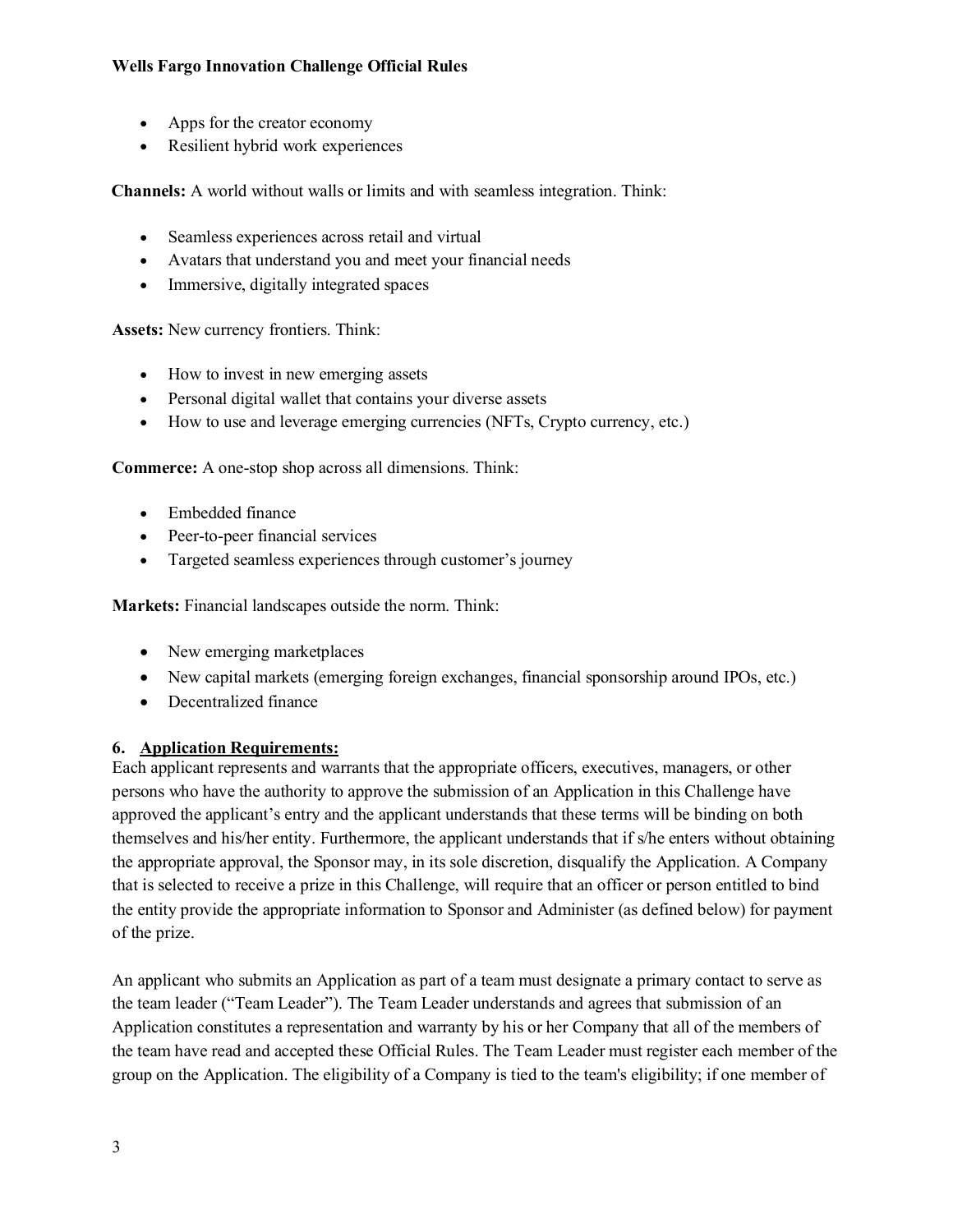- Apps for the creator economy
- Resilient hybrid work experiences

**Channels:** A world without walls or limits and with seamless integration. Think:

- Seamless experiences across retail and virtual
- Avatars that understand you and meet your financial needs
- Immersive, digitally integrated spaces

**Assets:** New currency frontiers. Think:

- How to invest in new emerging assets
- Personal digital wallet that contains your diverse assets
- How to use and leverage emerging currencies (NFTs, Crypto currency, etc.)

**Commerce:** A one-stop shop across all dimensions. Think:

- Embedded finance
- Peer-to-peer financial services
- Targeted seamless experiences through customer's journey

**Markets:** Financial landscapes outside the norm. Think:

- New emerging marketplaces
- New capital markets (emerging foreign exchanges, financial sponsorship around IPOs, etc.)
- Decentralized finance

### 6. Application Requirements:

Each applicant represents and warrants that the appropriate officers, executives, managers, or other persons who have the authority to approve the submission of an Application in this Challenge have approved the applicant's entry and the applicant understands that these terms will be binding on both themselves and his/her entity. Furthermore, the applicant understands that if s/he enters without obtaining the appropriate approval, the Sponsor may, in its sole discretion, disqualify the Application. A Company that is selected to receive a prize in this Challenge, will require that an officer or person entitled to bind the entity provide the appropriate information to Sponsor and Administer (as defined below) for payment of the prize.

An applicant who submits an Application as part of a team must designate a primary contact to serve as the team leader ("Team Leader"). The Team Leader understands and agrees that submission of an Application constitutes a representation and warranty by his or her Company that all of the members of the team have read and accepted these Official Rules. The Team Leader must register each member of the group on the Application. The eligibility of a Company is tied to the team's eligibility; if one member of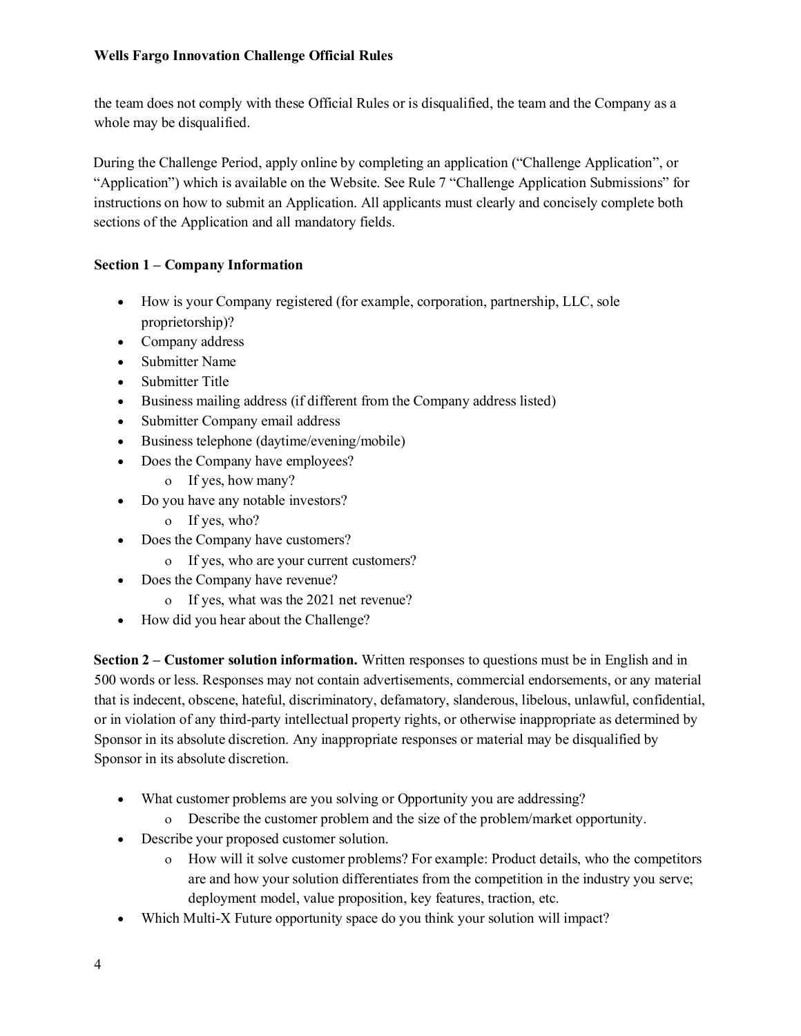the team does not comply with these Official Rules or is disqualified, the team and the Company as a whole may be disqualified.

During the Challenge Period, apply online by completing an application ("Challenge Application", or "Application") which is available on the Website. See Rule 7 "Challenge Application Submissions" for instructions on how to submit an Application. All applicants must clearly and concisely complete both sections of the Application and all mandatory fields.

**Section 1 – Company Information**

- How is your Company registered (for example, corporation, partnership, LLC, sole proprietorship)?
- Company address
- Submitter Name
- Submitter Title
- Business mailing address (if different from the Company address listed)
- Submitter Company email address
- Business telephone (daytime/evening/mobile)
- Does the Company have employees?
  - If yes, how many?
- Do you have any notable investors?
  - If yes, who?
- Does the Company have customers?
  - If yes, who are your current customers?
- Does the Company have revenue?
  - If yes, what was the 2021 net revenue?
- How did you hear about the Challenge?

**Section 2 – Customer solution information.** Written responses to questions must be in English and in 500 words or less. Responses may not contain advertisements, commercial endorsements, or any material that is indecent, obscene, hateful, discriminatory, defamatory, slanderous, libelous, unlawful, confidential, or in violation of any third-party intellectual property rights, or otherwise inappropriate as determined by Sponsor in its absolute discretion. Any inappropriate responses or material may be disqualified by Sponsor in its absolute discretion.

- What customer problems are you solving or Opportunity you are addressing?
  - Describe the customer problem and the size of the problem/market opportunity.
- Describe your proposed customer solution.
  - How will it solve customer problems? For example: Product details, who the competitors are and how your solution differentiates from the competition in the industry you serve; deployment model, value proposition, key features, traction, etc.
- Which Multi-X Future opportunity space do you think your solution will impact?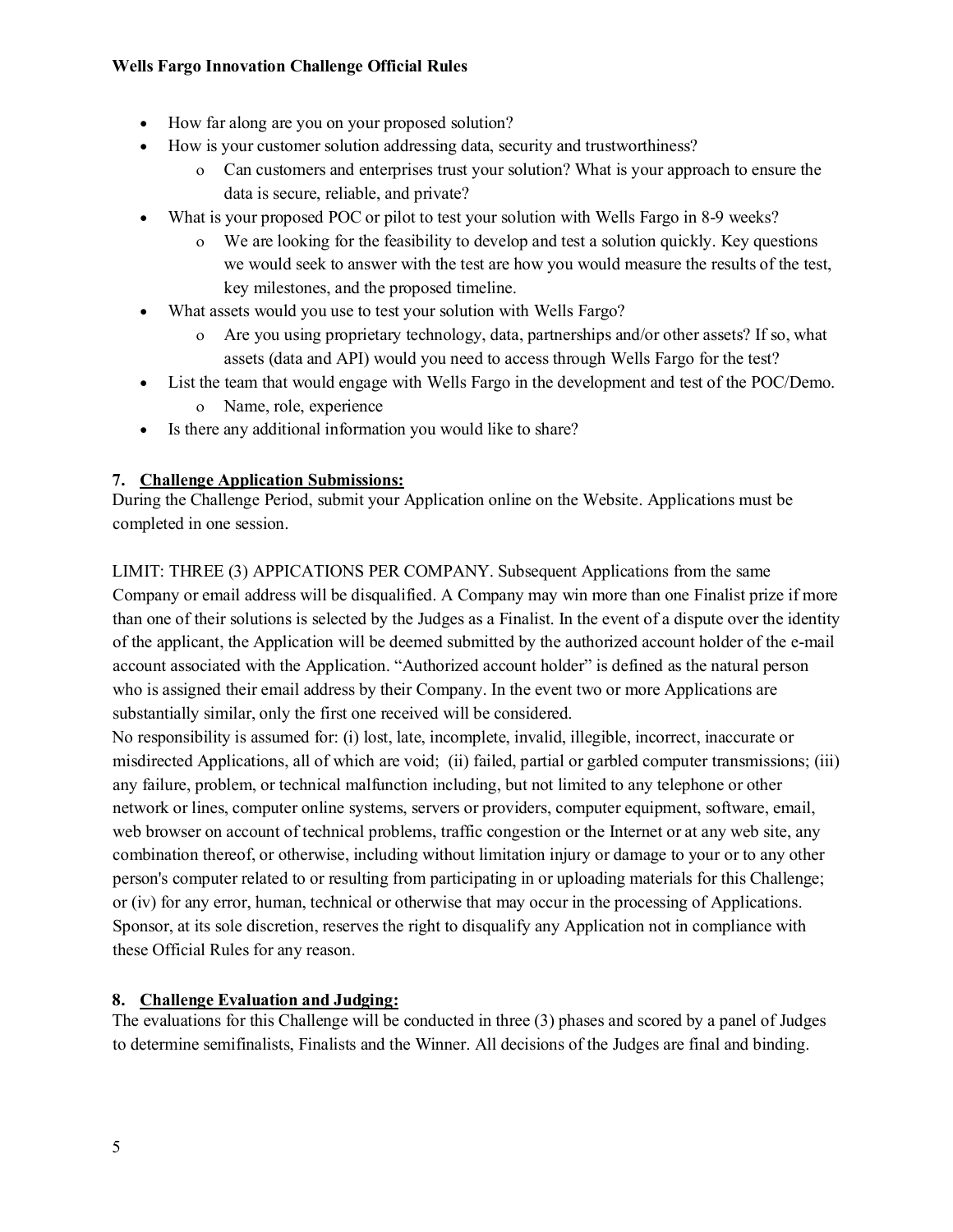- How far along are you on your proposed solution?
- How is your customer solution addressing data, security and trustworthiness?
  - Can customers and enterprises trust your solution? What is your approach to ensure the data is secure, reliable, and private?
- What is your proposed POC or pilot to test your solution with Wells Fargo in 8-9 weeks?
  - We are looking for the feasibility to develop and test a solution quickly. Key questions we would seek to answer with the test are how you would measure the results of the test, key milestones, and the proposed timeline.
- What assets would you use to test your solution with Wells Fargo?
  - Are you using proprietary technology, data, partnerships and/or other assets? If so, what assets (data and API) would you need to access through Wells Fargo for the test?
- List the team that would engage with Wells Fargo in the development and test of the POC/Demo.
  - Name, role, experience
- Is there any additional information you would like to share?

**7. <u>Challenge Application Submissions:</u>**

During the Challenge Period, submit your Application online on the Website. Applications must be completed in one session.

LIMIT: THREE (3) APPICATIONS PER COMPANY. Subsequent Applications from the same Company or email address will be disqualified. A Company may win more than one Finalist prize if more than one of their solutions is selected by the Judges as a Finalist. In the event of a dispute over the identity of the applicant, the Application will be deemed submitted by the authorized account holder of the e-mail account associated with the Application. "Authorized account holder" is defined as the natural person who is assigned their email address by their Company. In the event two or more Applications are substantially similar, only the first one received will be considered.

No responsibility is assumed for: (i) lost, late, incomplete, invalid, illegible, incorrect, inaccurate or misdirected Applications, all of which are void; (ii) failed, partial or garbled computer transmissions; (iii) any failure, problem, or technical malfunction including, but not limited to any telephone or other network or lines, computer online systems, servers or providers, computer equipment, software, email, web browser on account of technical problems, traffic congestion or the Internet or at any web site, any combination thereof, or otherwise, including without limitation injury or damage to your or to any other person's computer related to or resulting from participating in or uploading materials for this Challenge; or (iv) for any error, human, technical or otherwise that may occur in the processing of Applications. Sponsor, at its sole discretion, reserves the right to disqualify any Application not in compliance with these Official Rules for any reason.

**8. <u>Challenge Evaluation and Judging:</u>**

The evaluations for this Challenge will be conducted in three (3) phases and scored by a panel of Judges to determine semifinalists, Finalists and the Winner. All decisions of the Judges are final and binding.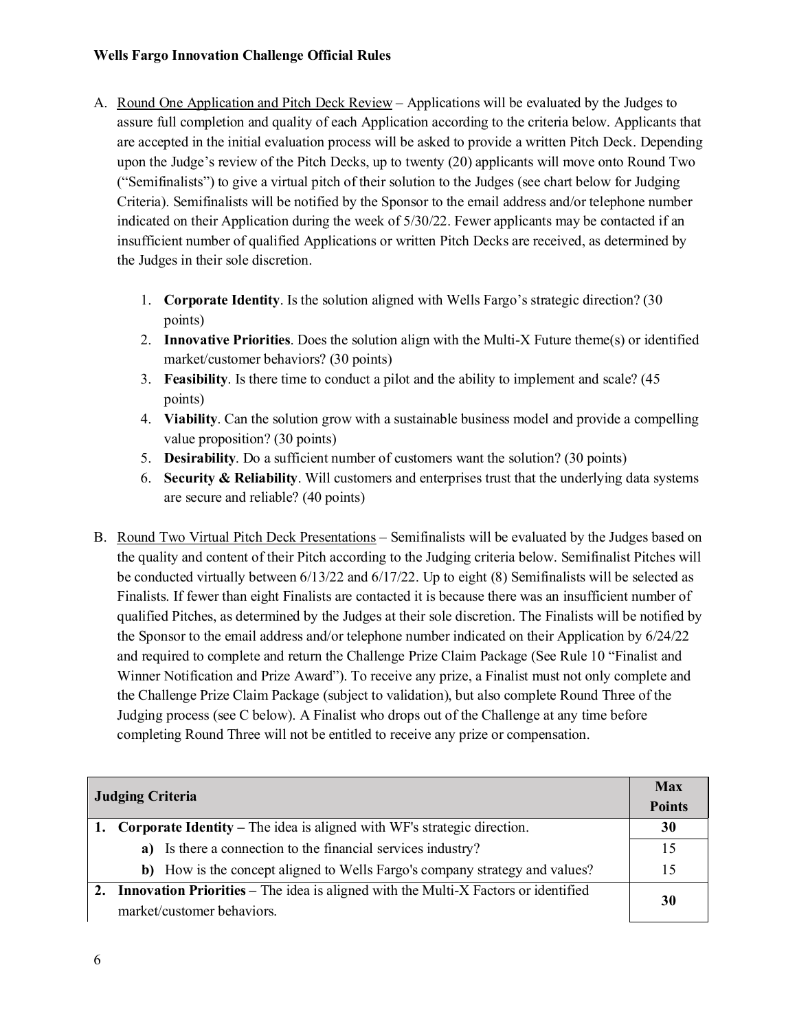A. Round One Application and Pitch Deck Review – Applications will be evaluated by the Judges to assure full completion and quality of each Application according to the criteria below. Applicants that are accepted in the initial evaluation process will be asked to provide a written Pitch Deck. Depending upon the Judge's review of the Pitch Decks, up to twenty (20) applicants will move onto Round Two ("Semifinalists") to give a virtual pitch of their solution to the Judges (see chart below for Judging Criteria). Semifinalists will be notified by the Sponsor to the email address and/or telephone number indicated on their Application during the week of 5/30/22. Fewer applicants may be contacted if an insufficient number of qualified Applications or written Pitch Decks are received, as determined by the Judges in their sole discretion.

   1. **Corporate Identity**. Is the solution aligned with Wells Fargo's strategic direction? (30 points)
   2. **Innovative Priorities**. Does the solution align with the Multi-X Future theme(s) or identified market/customer behaviors? (30 points)
   3. **Feasibility**. Is there time to conduct a pilot and the ability to implement and scale? (45 points)
   4. **Viability**. Can the solution grow with a sustainable business model and provide a compelling value proposition? (30 points)
   5. **Desirability**. Do a sufficient number of customers want the solution? (30 points)
   6. **Security & Reliability**. Will customers and enterprises trust that the underlying data systems are secure and reliable? (40 points)

B. Round Two Virtual Pitch Deck Presentations – Semifinalists will be evaluated by the Judges based on the quality and content of their Pitch according to the Judging criteria below. Semifinalist Pitches will be conducted virtually between 6/13/22 and 6/17/22. Up to eight (8) Semifinalists will be selected as Finalists. If fewer than eight Finalists are contacted it is because there was an insufficient number of qualified Pitches, as determined by the Judges at their sole discretion. The Finalists will be notified by the Sponsor to the email address and/or telephone number indicated on their Application by 6/24/22 and required to complete and return the Challenge Prize Claim Package (See Rule 10 "Finalist and Winner Notification and Prize Award"). To receive any prize, a Finalist must not only complete and the Challenge Prize Claim Package (subject to validation), but also complete Round Three of the Judging process (see C below). A Finalist who drops out of the Challenge at any time before completing Round Three will not be entitled to receive any prize or compensation.

| Judging Criteria | Max Points |
|---|---|
| **1. Corporate Identity –** The idea is aligned with WF's strategic direction. | **30** |
| **a)** Is there a connection to the financial services industry? | 15 |
| **b)** How is the concept aligned to Wells Fargo's company strategy and values? | 15 |
| **2. Innovation Priorities –** The idea is aligned with the Multi-X Factors or identified market/customer behaviors. | **30** |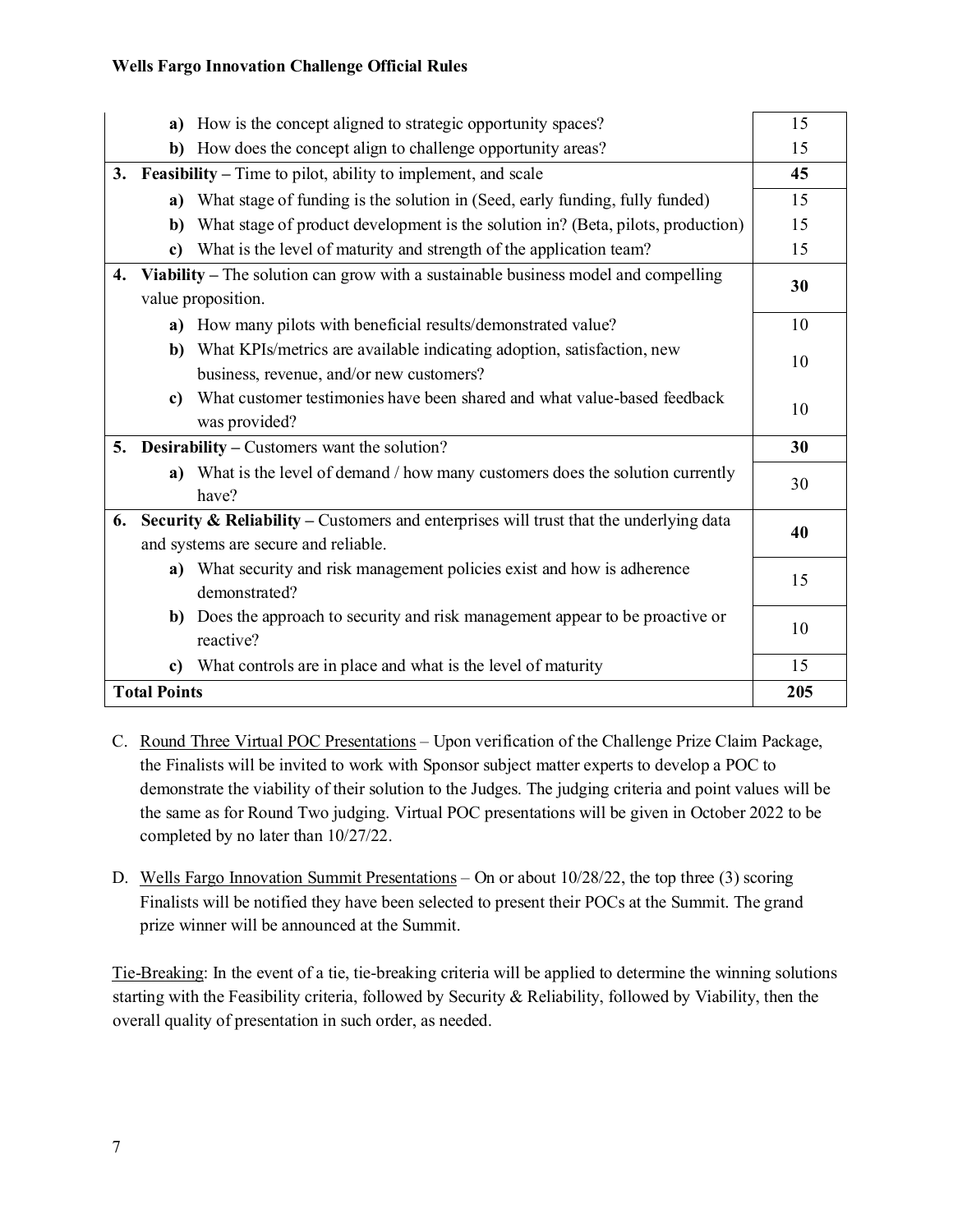| Criteria | Points |
|---|---|
| a) How is the concept aligned to strategic opportunity spaces? | 15 |
| b) How does the concept align to challenge opportunity areas? | 15 |
| **3. Feasibility** – Time to pilot, ability to implement, and scale | **45** |
| a) What stage of funding is the solution in (Seed, early funding, fully funded) | 15 |
| b) What stage of product development is the solution in? (Beta, pilots, production) | 15 |
| c) What is the level of maturity and strength of the application team? | 15 |
| **4. Viability** – The solution can grow with a sustainable business model and compelling value proposition. | **30** |
| a) How many pilots with beneficial results/demonstrated value? | 10 |
| b) What KPIs/metrics are available indicating adoption, satisfaction, new business, revenue, and/or new customers? | 10 |
| c) What customer testimonies have been shared and what value-based feedback was provided? | 10 |
| **5. Desirability** – Customers want the solution? | **30** |
| a) What is the level of demand / how many customers does the solution currently have? | 30 |
| **6. Security & Reliability** – Customers and enterprises will trust that the underlying data and systems are secure and reliable. | **40** |
| a) What security and risk management policies exist and how is adherence demonstrated? | 15 |
| b) Does the approach to security and risk management appear to be proactive or reactive? | 10 |
| c) What controls are in place and what is the level of maturity | 15 |
| **Total Points** | **205** |

C. Round Three Virtual POC Presentations – Upon verification of the Challenge Prize Claim Package, the Finalists will be invited to work with Sponsor subject matter experts to develop a POC to demonstrate the viability of their solution to the Judges. The judging criteria and point values will be the same as for Round Two judging. Virtual POC presentations will be given in October 2022 to be completed by no later than 10/27/22.

D. Wells Fargo Innovation Summit Presentations – On or about 10/28/22, the top three (3) scoring Finalists will be notified they have been selected to present their POCs at the Summit. The grand prize winner will be announced at the Summit.

Tie-Breaking: In the event of a tie, tie-breaking criteria will be applied to determine the winning solutions starting with the Feasibility criteria, followed by Security & Reliability, followed by Viability, then the overall quality of presentation in such order, as needed.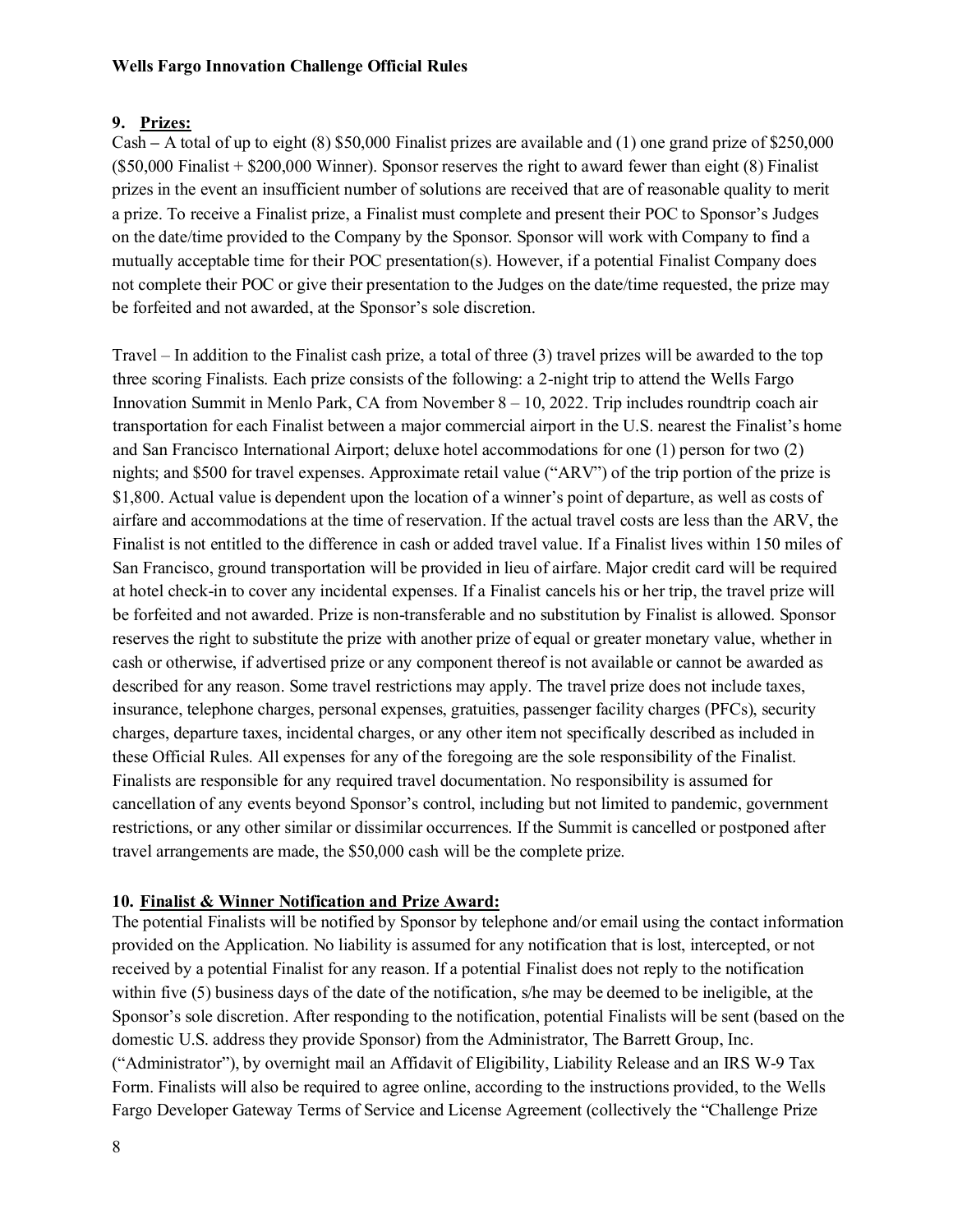## 9. Prizes:

Cash – A total of up to eight (8) $50,000 Finalist prizes are available and (1) one grand prize of $250,000 ($50,000 Finalist + $200,000 Winner). Sponsor reserves the right to award fewer than eight (8) Finalist prizes in the event an insufficient number of solutions are received that are of reasonable quality to merit a prize. To receive a Finalist prize, a Finalist must complete and present their POC to Sponsor's Judges on the date/time provided to the Company by the Sponsor. Sponsor will work with Company to find a mutually acceptable time for their POC presentation(s). However, if a potential Finalist Company does not complete their POC or give their presentation to the Judges on the date/time requested, the prize may be forfeited and not awarded, at the Sponsor's sole discretion.

Travel – In addition to the Finalist cash prize, a total of three (3) travel prizes will be awarded to the top three scoring Finalists. Each prize consists of the following: a 2-night trip to attend the Wells Fargo Innovation Summit in Menlo Park, CA from November 8 – 10, 2022. Trip includes roundtrip coach air transportation for each Finalist between a major commercial airport in the U.S. nearest the Finalist's home and San Francisco International Airport; deluxe hotel accommodations for one (1) person for two (2) nights; and $500 for travel expenses. Approximate retail value ("ARV") of the trip portion of the prize is $1,800. Actual value is dependent upon the location of a winner's point of departure, as well as costs of airfare and accommodations at the time of reservation. If the actual travel costs are less than the ARV, the Finalist is not entitled to the difference in cash or added travel value. If a Finalist lives within 150 miles of San Francisco, ground transportation will be provided in lieu of airfare. Major credit card will be required at hotel check-in to cover any incidental expenses. If a Finalist cancels his or her trip, the travel prize will be forfeited and not awarded. Prize is non-transferable and no substitution by Finalist is allowed. Sponsor reserves the right to substitute the prize with another prize of equal or greater monetary value, whether in cash or otherwise, if advertised prize or any component thereof is not available or cannot be awarded as described for any reason. Some travel restrictions may apply. The travel prize does not include taxes, insurance, telephone charges, personal expenses, gratuities, passenger facility charges (PFCs), security charges, departure taxes, incidental charges, or any other item not specifically described as included in these Official Rules. All expenses for any of the foregoing are the sole responsibility of the Finalist. Finalists are responsible for any required travel documentation. No responsibility is assumed for cancellation of any events beyond Sponsor's control, including but not limited to pandemic, government restrictions, or any other similar or dissimilar occurrences. If the Summit is cancelled or postponed after travel arrangements are made, the $50,000 cash will be the complete prize.

## 10. Finalist & Winner Notification and Prize Award:

The potential Finalists will be notified by Sponsor by telephone and/or email using the contact information provided on the Application. No liability is assumed for any notification that is lost, intercepted, or not received by a potential Finalist for any reason. If a potential Finalist does not reply to the notification within five (5) business days of the date of the notification, s/he may be deemed to be ineligible, at the Sponsor's sole discretion. After responding to the notification, potential Finalists will be sent (based on the domestic U.S. address they provide Sponsor) from the Administrator, The Barrett Group, Inc. ("Administrator"), by overnight mail an Affidavit of Eligibility, Liability Release and an IRS W-9 Tax Form. Finalists will also be required to agree online, according to the instructions provided, to the Wells Fargo Developer Gateway Terms of Service and License Agreement (collectively the "Challenge Prize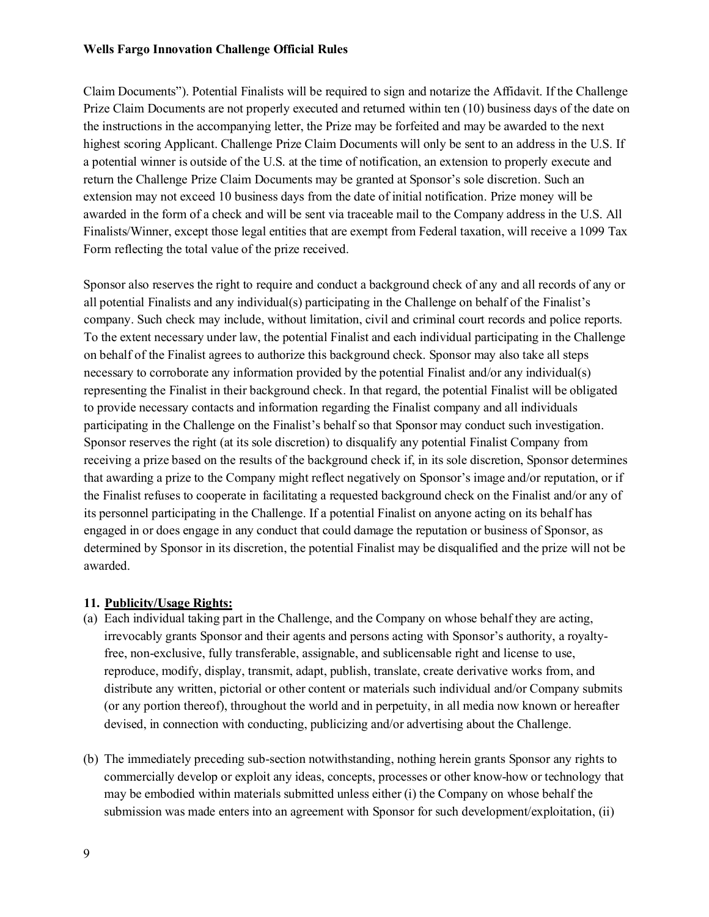Claim Documents"). Potential Finalists will be required to sign and notarize the Affidavit. If the Challenge Prize Claim Documents are not properly executed and returned within ten (10) business days of the date on the instructions in the accompanying letter, the Prize may be forfeited and may be awarded to the next highest scoring Applicant. Challenge Prize Claim Documents will only be sent to an address in the U.S. If a potential winner is outside of the U.S. at the time of notification, an extension to properly execute and return the Challenge Prize Claim Documents may be granted at Sponsor's sole discretion. Such an extension may not exceed 10 business days from the date of initial notification. Prize money will be awarded in the form of a check and will be sent via traceable mail to the Company address in the U.S. All Finalists/Winner, except those legal entities that are exempt from Federal taxation, will receive a 1099 Tax Form reflecting the total value of the prize received.

Sponsor also reserves the right to require and conduct a background check of any and all records of any or all potential Finalists and any individual(s) participating in the Challenge on behalf of the Finalist's company. Such check may include, without limitation, civil and criminal court records and police reports. To the extent necessary under law, the potential Finalist and each individual participating in the Challenge on behalf of the Finalist agrees to authorize this background check. Sponsor may also take all steps necessary to corroborate any information provided by the potential Finalist and/or any individual(s) representing the Finalist in their background check. In that regard, the potential Finalist will be obligated to provide necessary contacts and information regarding the Finalist company and all individuals participating in the Challenge on the Finalist's behalf so that Sponsor may conduct such investigation. Sponsor reserves the right (at its sole discretion) to disqualify any potential Finalist Company from receiving a prize based on the results of the background check if, in its sole discretion, Sponsor determines that awarding a prize to the Company might reflect negatively on Sponsor's image and/or reputation, or if the Finalist refuses to cooperate in facilitating a requested background check on the Finalist and/or any of its personnel participating in the Challenge. If a potential Finalist on anyone acting on its behalf has engaged in or does engage in any conduct that could damage the reputation or business of Sponsor, as determined by Sponsor in its discretion, the potential Finalist may be disqualified and the prize will not be awarded.

**11. Publicity/Usage Rights:**

(a) Each individual taking part in the Challenge, and the Company on whose behalf they are acting, irrevocably grants Sponsor and their agents and persons acting with Sponsor's authority, a royalty-free, non-exclusive, fully transferable, assignable, and sublicensable right and license to use, reproduce, modify, display, transmit, adapt, publish, translate, create derivative works from, and distribute any written, pictorial or other content or materials such individual and/or Company submits (or any portion thereof), throughout the world and in perpetuity, in all media now known or hereafter devised, in connection with conducting, publicizing and/or advertising about the Challenge.

(b) The immediately preceding sub-section notwithstanding, nothing herein grants Sponsor any rights to commercially develop or exploit any ideas, concepts, processes or other know-how or technology that may be embodied within materials submitted unless either (i) the Company on whose behalf the submission was made enters into an agreement with Sponsor for such development/exploitation, (ii)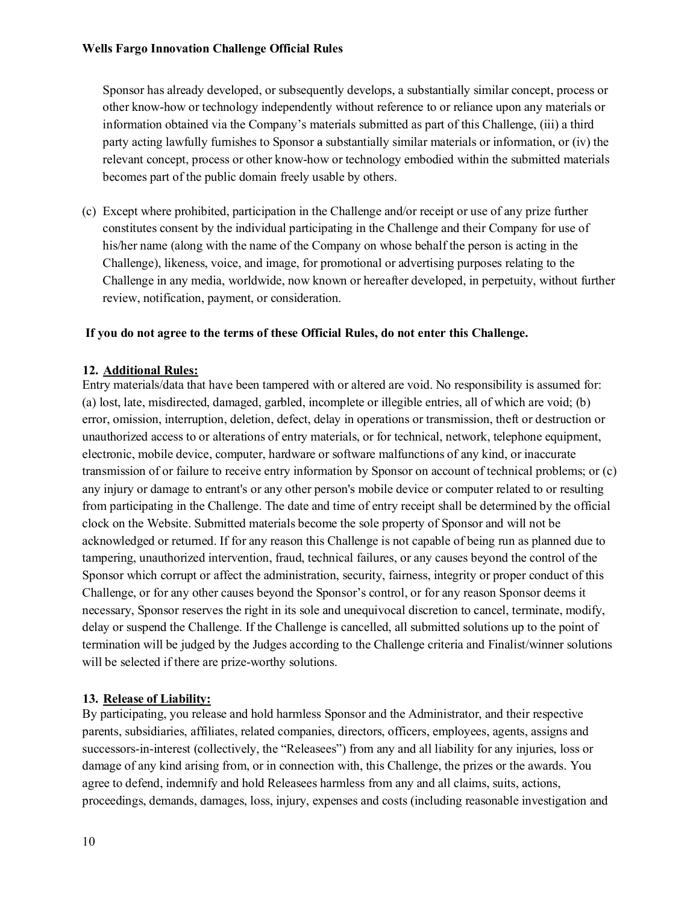Sponsor has already developed, or subsequently develops, a substantially similar concept, process or other know-how or technology independently without reference to or reliance upon any materials or information obtained via the Company's materials submitted as part of this Challenge, (iii) a third party acting lawfully furnishes to Sponsor a substantially similar materials or information, or (iv) the relevant concept, process or other know-how or technology embodied within the submitted materials becomes part of the public domain freely usable by others.

(c) Except where prohibited, participation in the Challenge and/or receipt or use of any prize further constitutes consent by the individual participating in the Challenge and their Company for use of his/her name (along with the name of the Company on whose behalf the person is acting in the Challenge), likeness, voice, and image, for promotional or advertising purposes relating to the Challenge in any media, worldwide, now known or hereafter developed, in perpetuity, without further review, notification, payment, or consideration.

**If you do not agree to the terms of these Official Rules, do not enter this Challenge.**

**12. Additional Rules:**

Entry materials/data that have been tampered with or altered are void. No responsibility is assumed for: (a) lost, late, misdirected, damaged, garbled, incomplete or illegible entries, all of which are void; (b) error, omission, interruption, deletion, defect, delay in operations or transmission, theft or destruction or unauthorized access to or alterations of entry materials, or for technical, network, telephone equipment, electronic, mobile device, computer, hardware or software malfunctions of any kind, or inaccurate transmission of or failure to receive entry information by Sponsor on account of technical problems; or (c) any injury or damage to entrant's or any other person's mobile device or computer related to or resulting from participating in the Challenge. The date and time of entry receipt shall be determined by the official clock on the Website. Submitted materials become the sole property of Sponsor and will not be acknowledged or returned. If for any reason this Challenge is not capable of being run as planned due to tampering, unauthorized intervention, fraud, technical failures, or any causes beyond the control of the Sponsor which corrupt or affect the administration, security, fairness, integrity or proper conduct of this Challenge, or for any other causes beyond the Sponsor's control, or for any reason Sponsor deems it necessary, Sponsor reserves the right in its sole and unequivocal discretion to cancel, terminate, modify, delay or suspend the Challenge. If the Challenge is cancelled, all submitted solutions up to the point of termination will be judged by the Judges according to the Challenge criteria and Finalist/winner solutions will be selected if there are prize-worthy solutions.

**13. Release of Liability:**

By participating, you release and hold harmless Sponsor and the Administrator, and their respective parents, subsidiaries, affiliates, related companies, directors, officers, employees, agents, assigns and successors-in-interest (collectively, the "Releasees") from any and all liability for any injuries, loss or damage of any kind arising from, or in connection with, this Challenge, the prizes or the awards. You agree to defend, indemnify and hold Releasees harmless from any and all claims, suits, actions, proceedings, demands, damages, loss, injury, expenses and costs (including reasonable investigation and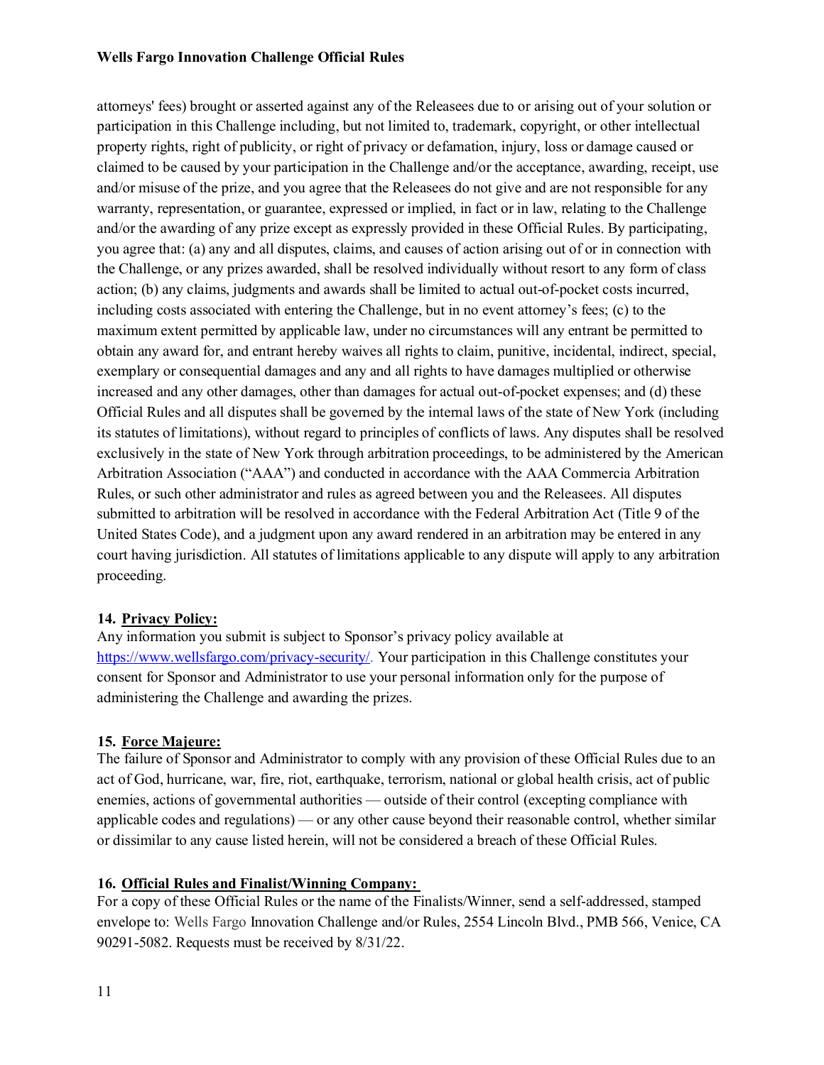attorneys' fees) brought or asserted against any of the Releasees due to or arising out of your solution or participation in this Challenge including, but not limited to, trademark, copyright, or other intellectual property rights, right of publicity, or right of privacy or defamation, injury, loss or damage caused or claimed to be caused by your participation in the Challenge and/or the acceptance, awarding, receipt, use and/or misuse of the prize, and you agree that the Releasees do not give and are not responsible for any warranty, representation, or guarantee, expressed or implied, in fact or in law, relating to the Challenge and/or the awarding of any prize except as expressly provided in these Official Rules. By participating, you agree that: (a) any and all disputes, claims, and causes of action arising out of or in connection with the Challenge, or any prizes awarded, shall be resolved individually without resort to any form of class action; (b) any claims, judgments and awards shall be limited to actual out-of-pocket costs incurred, including costs associated with entering the Challenge, but in no event attorney's fees; (c) to the maximum extent permitted by applicable law, under no circumstances will any entrant be permitted to obtain any award for, and entrant hereby waives all rights to claim, punitive, incidental, indirect, special, exemplary or consequential damages and any and all rights to have damages multiplied or otherwise increased and any other damages, other than damages for actual out-of-pocket expenses; and (d) these Official Rules and all disputes shall be governed by the internal laws of the state of New York (including its statutes of limitations), without regard to principles of conflicts of laws. Any disputes shall be resolved exclusively in the state of New York through arbitration proceedings, to be administered by the American Arbitration Association ("AAA") and conducted in accordance with the AAA Commercia Arbitration Rules, or such other administrator and rules as agreed between you and the Releasees. All disputes submitted to arbitration will be resolved in accordance with the Federal Arbitration Act (Title 9 of the United States Code), and a judgment upon any award rendered in an arbitration may be entered in any court having jurisdiction. All statutes of limitations applicable to any dispute will apply to any arbitration proceeding.

**14. Privacy Policy:**

Any information you submit is subject to Sponsor's privacy policy available at https://www.wellsfargo.com/privacy-security/. Your participation in this Challenge constitutes your consent for Sponsor and Administrator to use your personal information only for the purpose of administering the Challenge and awarding the prizes.

**15. Force Majeure:**

The failure of Sponsor and Administrator to comply with any provision of these Official Rules due to an act of God, hurricane, war, fire, riot, earthquake, terrorism, national or global health crisis, act of public enemies, actions of governmental authorities — outside of their control (excepting compliance with applicable codes and regulations) — or any other cause beyond their reasonable control, whether similar or dissimilar to any cause listed herein, will not be considered a breach of these Official Rules.

**16. Official Rules and Finalist/Winning Company:**

For a copy of these Official Rules or the name of the Finalists/Winner, send a self-addressed, stamped envelope to: Wells Fargo Innovation Challenge and/or Rules, 2554 Lincoln Blvd., PMB 566, Venice, CA 90291-5082. Requests must be received by 8/31/22.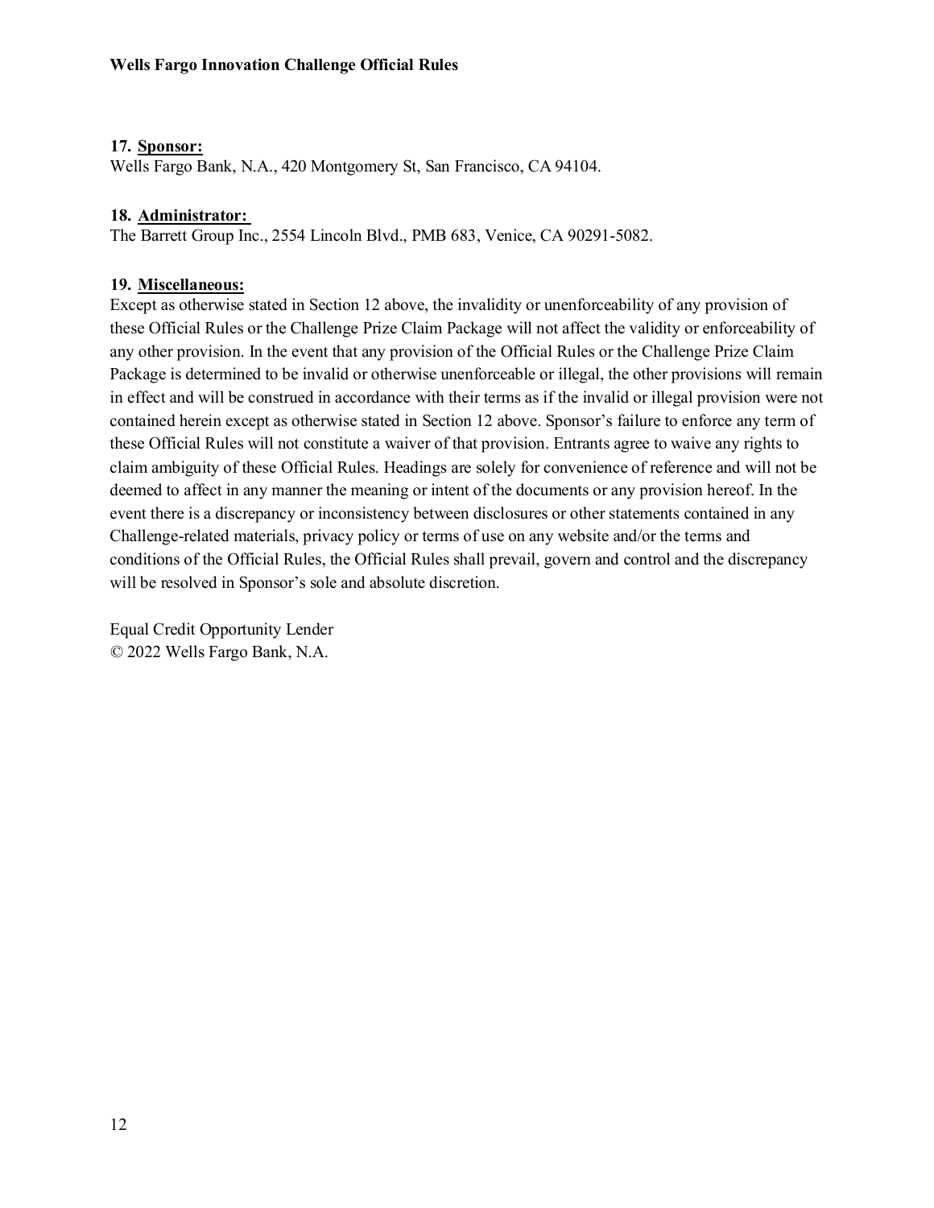**17. Sponsor:**

Wells Fargo Bank, N.A., 420 Montgomery St, San Francisco, CA 94104.

**18. Administrator:**

The Barrett Group Inc., 2554 Lincoln Blvd., PMB 683, Venice, CA 90291-5082.

**19. Miscellaneous:**

Except as otherwise stated in Section 12 above, the invalidity or unenforceability of any provision of these Official Rules or the Challenge Prize Claim Package will not affect the validity or enforceability of any other provision. In the event that any provision of the Official Rules or the Challenge Prize Claim Package is determined to be invalid or otherwise unenforceable or illegal, the other provisions will remain in effect and will be construed in accordance with their terms as if the invalid or illegal provision were not contained herein except as otherwise stated in Section 12 above. Sponsor's failure to enforce any term of these Official Rules will not constitute a waiver of that provision. Entrants agree to waive any rights to claim ambiguity of these Official Rules. Headings are solely for convenience of reference and will not be deemed to affect in any manner the meaning or intent of the documents or any provision hereof. In the event there is a discrepancy or inconsistency between disclosures or other statements contained in any Challenge-related materials, privacy policy or terms of use on any website and/or the terms and conditions of the Official Rules, the Official Rules shall prevail, govern and control and the discrepancy will be resolved in Sponsor's sole and absolute discretion.

Equal Credit Opportunity Lender

© 2022 Wells Fargo Bank, N.A.